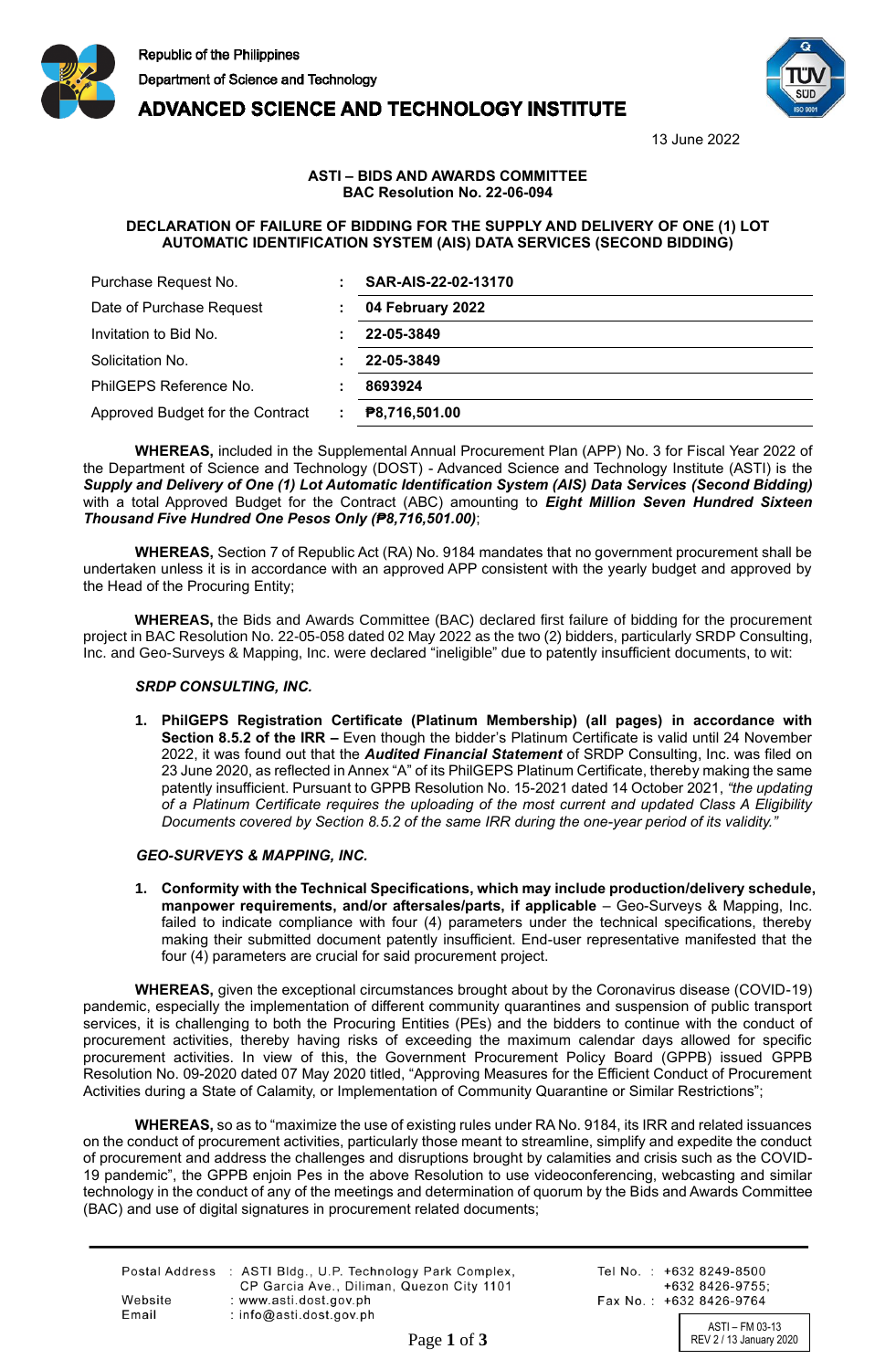Republic of the Philippines
Department of Science and Technology
**ADVANCED SCIENCE AND TECHNOLOGY INSTITUTE**

13 June 2022

**ASTI – BIDS AND AWARDS COMMITTEE**
**BAC Resolution No. 22-06-094**

**DECLARATION OF FAILURE OF BIDDING FOR THE SUPPLY AND DELIVERY OF ONE (1) LOT AUTOMATIC IDENTIFICATION SYSTEM (AIS) DATA SERVICES (SECOND BIDDING)**

| | | |
|---|---|---|
| Purchase Request No. | : | **SAR-AIS-22-02-13170** |
| Date of Purchase Request | : | **04 February 2022** |
| Invitation to Bid No. | : | **22-05-3849** |
| Solicitation No. | : | **22-05-3849** |
| PhilGEPS Reference No. | : | **8693924** |
| Approved Budget for the Contract | : | **₱8,716,501.00** |

**WHEREAS,** included in the Supplemental Annual Procurement Plan (APP) No. 3 for Fiscal Year 2022 of the Department of Science and Technology (DOST) - Advanced Science and Technology Institute (ASTI) is the ***Supply and Delivery of One (1) Lot Automatic Identification System (AIS) Data Services (Second Bidding)*** with a total Approved Budget for the Contract (ABC) amounting to ***Eight Million Seven Hundred Sixteen Thousand Five Hundred One Pesos Only (₱8,716,501.00)***;

**WHEREAS,** Section 7 of Republic Act (RA) No. 9184 mandates that no government procurement shall be undertaken unless it is in accordance with an approved APP consistent with the yearly budget and approved by the Head of the Procuring Entity;

**WHEREAS,** the Bids and Awards Committee (BAC) declared first failure of bidding for the procurement project in BAC Resolution No. 22-05-058 dated 02 May 2022 as the two (2) bidders, particularly SRDP Consulting, Inc. and Geo-Surveys & Mapping, Inc. were declared "ineligible" due to patently insufficient documents, to wit:

***SRDP CONSULTING, INC.***

1. **PhilGEPS Registration Certificate (Platinum Membership) (all pages) in accordance with Section 8.5.2 of the IRR –** Even though the bidder's Platinum Certificate is valid until 24 November 2022, it was found out that the ***Audited Financial Statement*** of SRDP Consulting, Inc. was filed on 23 June 2020, as reflected in Annex "A" of its PhilGEPS Platinum Certificate, thereby making the same patently insufficient. Pursuant to GPPB Resolution No. 15-2021 dated 14 October 2021, *"the updating of a Platinum Certificate requires the uploading of the most current and updated Class A Eligibility Documents covered by Section 8.5.2 of the same IRR during the one-year period of its validity."*

***GEO-SURVEYS & MAPPING, INC.***

1. **Conformity with the Technical Specifications, which may include production/delivery schedule, manpower requirements, and/or aftersales/parts, if applicable** – Geo-Surveys & Mapping, Inc. failed to indicate compliance with four (4) parameters under the technical specifications, thereby making their submitted document patently insufficient. End-user representative manifested that the four (4) parameters are crucial for said procurement project.

**WHEREAS,** given the exceptional circumstances brought about by the Coronavirus disease (COVID-19) pandemic, especially the implementation of different community quarantines and suspension of public transport services, it is challenging to both the Procuring Entities (PEs) and the bidders to continue with the conduct of procurement activities, thereby having risks of exceeding the maximum calendar days allowed for specific procurement activities. In view of this, the Government Procurement Policy Board (GPPB) issued GPPB Resolution No. 09-2020 dated 07 May 2020 titled, "Approving Measures for the Efficient Conduct of Procurement Activities during a State of Calamity, or Implementation of Community Quarantine or Similar Restrictions";

**WHEREAS,** so as to "maximize the use of existing rules under RA No. 9184, its IRR and related issuances on the conduct of procurement activities, particularly those meant to streamline, simplify and expedite the conduct of procurement and address the challenges and disruptions brought by calamities and crisis such as the COVID-19 pandemic", the GPPB enjoin Pes in the above Resolution to use videoconferencing, webcasting and similar technology in the conduct of any of the meetings and determination of quorum by the Bids and Awards Committee (BAC) and use of digital signatures in procurement related documents;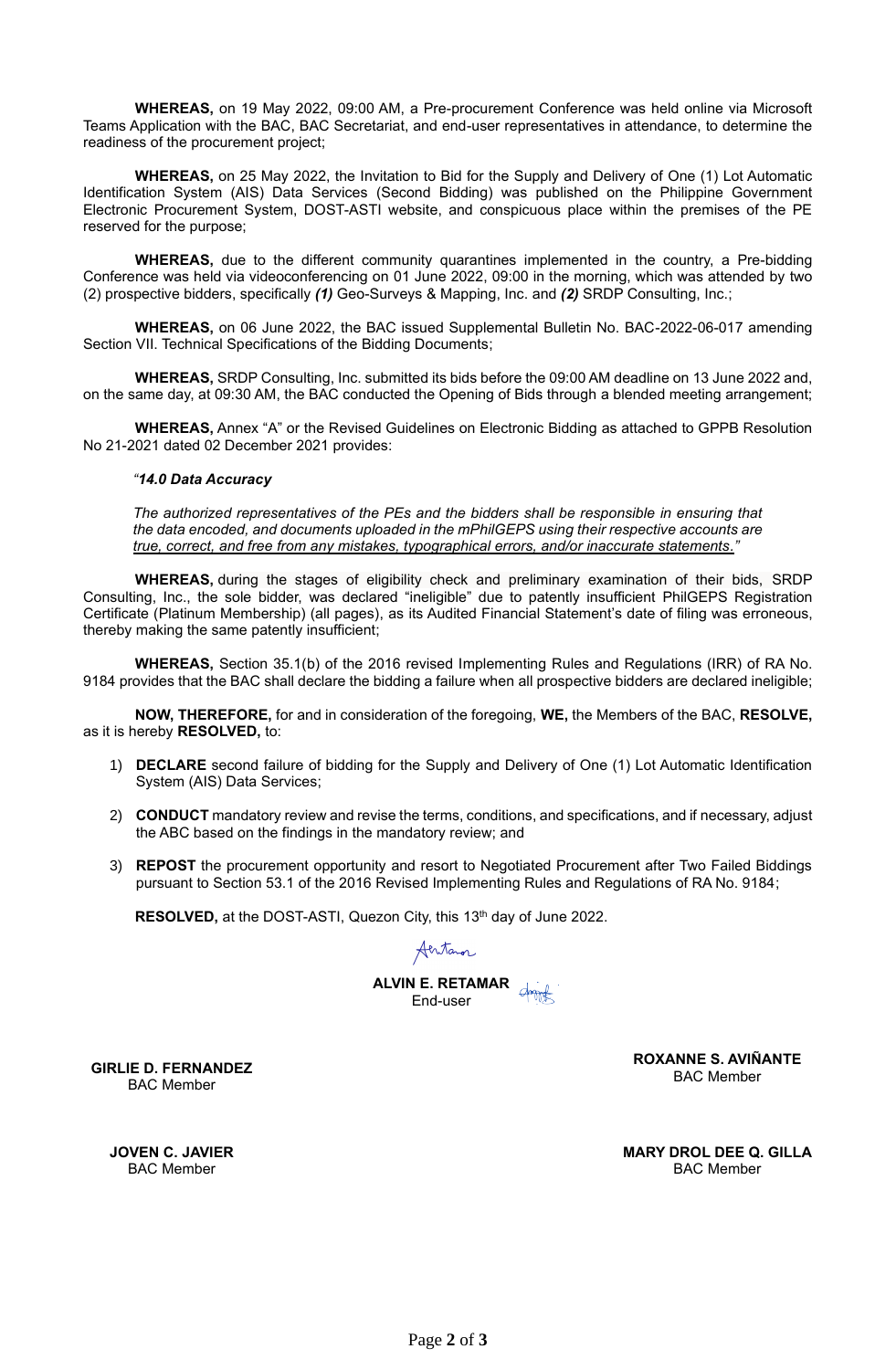**WHEREAS,** on 19 May 2022, 09:00 AM, a Pre-procurement Conference was held online via Microsoft Teams Application with the BAC, BAC Secretariat, and end-user representatives in attendance, to determine the readiness of the procurement project;

**WHEREAS,** on 25 May 2022, the Invitation to Bid for the Supply and Delivery of One (1) Lot Automatic Identification System (AIS) Data Services (Second Bidding) was published on the Philippine Government Electronic Procurement System, DOST-ASTI website, and conspicuous place within the premises of the PE reserved for the purpose;

**WHEREAS,** due to the different community quarantines implemented in the country, a Pre-bidding Conference was held via videoconferencing on 01 June 2022, 09:00 in the morning, which was attended by two (2) prospective bidders, specifically ***(1)*** Geo-Surveys & Mapping, Inc. and ***(2)*** SRDP Consulting, Inc.;

**WHEREAS,** on 06 June 2022, the BAC issued Supplemental Bulletin No. BAC-2022-06-017 amending Section VII. Technical Specifications of the Bidding Documents;

**WHEREAS,** SRDP Consulting, Inc. submitted its bids before the 09:00 AM deadline on 13 June 2022 and, on the same day, at 09:30 AM, the BAC conducted the Opening of Bids through a blended meeting arrangement;

**WHEREAS,** Annex "A" or the Revised Guidelines on Electronic Bidding as attached to GPPB Resolution No 21-2021 dated 02 December 2021 provides:

> *"**14.0 Data Accuracy***
>
> *The authorized representatives of the PEs and the bidders shall be responsible in ensuring that the data encoded, and documents uploaded in the mPhilGEPS using their respective accounts are <u>true, correct, and free from any mistakes, typographical errors, and/or inaccurate statements</u>."*

**WHEREAS,** during the stages of eligibility check and preliminary examination of their bids, SRDP Consulting, Inc., the sole bidder, was declared "ineligible" due to patently insufficient PhilGEPS Registration Certificate (Platinum Membership) (all pages), as its Audited Financial Statement's date of filing was erroneous, thereby making the same patently insufficient;

**WHEREAS,** Section 35.1(b) of the 2016 revised Implementing Rules and Regulations (IRR) of RA No. 9184 provides that the BAC shall declare the bidding a failure when all prospective bidders are declared ineligible;

**NOW, THEREFORE,** for and in consideration of the foregoing, **WE,** the Members of the BAC, **RESOLVE,** as it is hereby **RESOLVED,** to:

1) **DECLARE** second failure of bidding for the Supply and Delivery of One (1) Lot Automatic Identification System (AIS) Data Services;
2) **CONDUCT** mandatory review and revise the terms, conditions, and specifications, and if necessary, adjust the ABC based on the findings in the mandatory review; and
3) **REPOST** the procurement opportunity and resort to Negotiated Procurement after Two Failed Biddings pursuant to Section 53.1 of the 2016 Revised Implementing Rules and Regulations of RA No. 9184;

**RESOLVED,** at the DOST-ASTI, Quezon City, this 13th day of June 2022.

**ALVIN E. RETAMAR**
End-user

**GIRLIE D. FERNANDEZ**
BAC Member

**ROXANNE S. AVIÑANTE**
BAC Member

**JOVEN C. JAVIER**
BAC Member

**MARY DROL DEE Q. GILLA**
BAC Member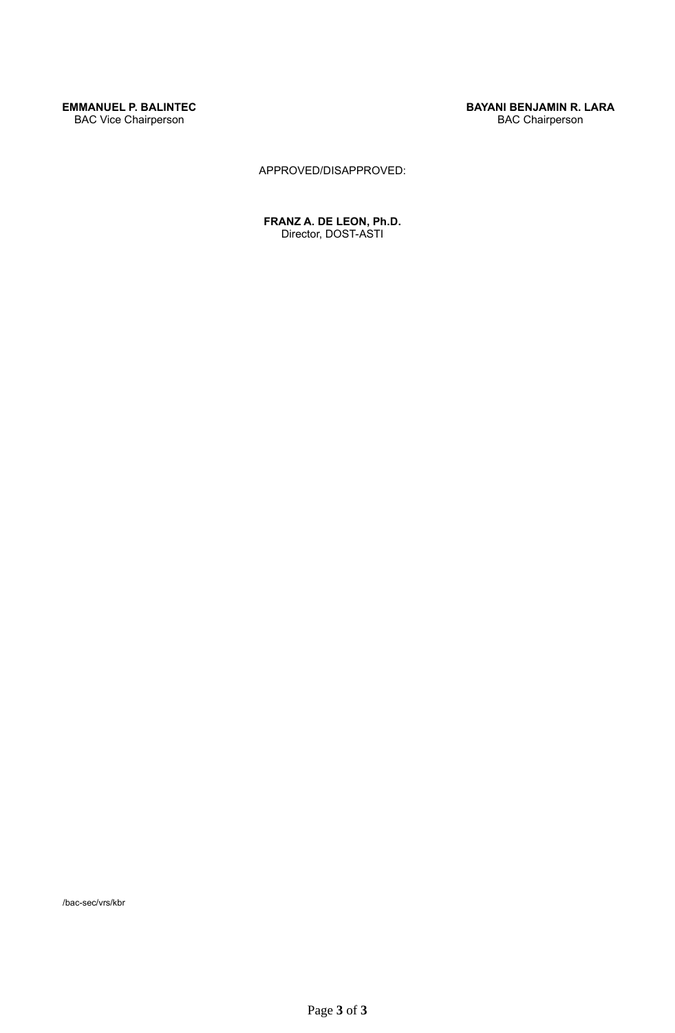**EMMANUEL P. BALINTEC**
BAC Vice Chairperson

**BAYANI BENJAMIN R. LARA**
BAC Chairperson

APPROVED/DISAPPROVED:

**FRANZ A. DE LEON, Ph.D.**
Director, DOST-ASTI

/bac-sec/vrs/kbr